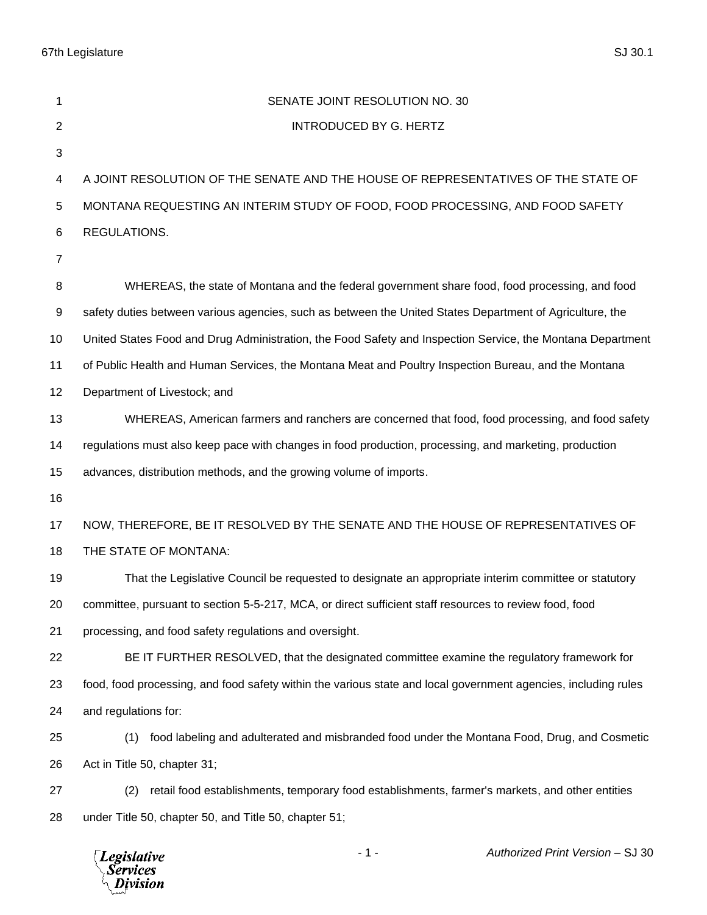SENATE JOINT RESOLUTION NO. 30

INTRODUCED BY G. HERTZ

A JOINT RESOLUTION OF THE SENATE AND THE HOUSE OF REPRESENTATIVES OF THE STATE OF MONTANA REQUESTING AN INTERIM STUDY OF FOOD, FOOD PROCESSING, AND FOOD SAFETY REGULATIONS.

WHEREAS, the state of Montana and the federal government share food, food processing, and food safety duties between various agencies, such as between the United States Department of Agriculture, the United States Food and Drug Administration, the Food Safety and Inspection Service, the Montana Department of Public Health and Human Services, the Montana Meat and Poultry Inspection Bureau, and the Montana Department of Livestock; and

WHEREAS, American farmers and ranchers are concerned that food, food processing, and food safety regulations must also keep pace with changes in food production, processing, and marketing, production advances, distribution methods, and the growing volume of imports.

NOW, THEREFORE, BE IT RESOLVED BY THE SENATE AND THE HOUSE OF REPRESENTATIVES OF THE STATE OF MONTANA:

That the Legislative Council be requested to designate an appropriate interim committee or statutory committee, pursuant to section 5-5-217, MCA, or direct sufficient staff resources to review food, food processing, and food safety regulations and oversight.

BE IT FURTHER RESOLVED, that the designated committee examine the regulatory framework for food, food processing, and food safety within the various state and local government agencies, including rules and regulations for:

(1) food labeling and adulterated and misbranded food under the Montana Food, Drug, and Cosmetic Act in Title 50, chapter 31;

(2) retail food establishments, temporary food establishments, farmer's markets, and other entities under Title 50, chapter 50, and Title 50, chapter 51;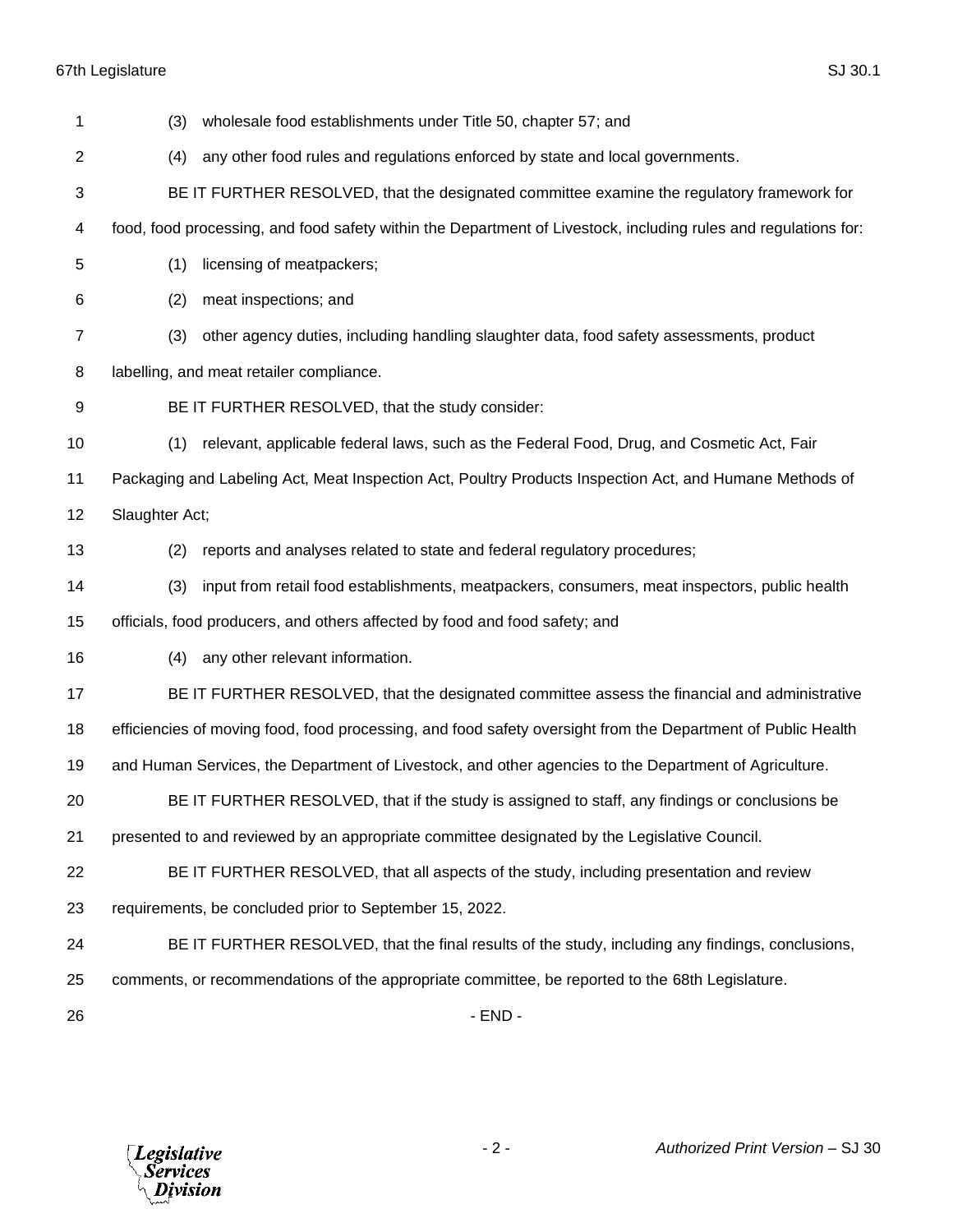(3) wholesale food establishments under Title 50, chapter 57; and

(4) any other food rules and regulations enforced by state and local governments.

BE IT FURTHER RESOLVED, that the designated committee examine the regulatory framework for food, food processing, and food safety within the Department of Livestock, including rules and regulations for:

(1) licensing of meatpackers;

(2) meat inspections; and

(3) other agency duties, including handling slaughter data, food safety assessments, product labelling, and meat retailer compliance.

BE IT FURTHER RESOLVED, that the study consider:

(1) relevant, applicable federal laws, such as the Federal Food, Drug, and Cosmetic Act, Fair Packaging and Labeling Act, Meat Inspection Act, Poultry Products Inspection Act, and Humane Methods of Slaughter Act;

(2) reports and analyses related to state and federal regulatory procedures;

(3) input from retail food establishments, meatpackers, consumers, meat inspectors, public health officials, food producers, and others affected by food and food safety; and

(4) any other relevant information.

BE IT FURTHER RESOLVED, that the designated committee assess the financial and administrative efficiencies of moving food, food processing, and food safety oversight from the Department of Public Health and Human Services, the Department of Livestock, and other agencies to the Department of Agriculture.

BE IT FURTHER RESOLVED, that if the study is assigned to staff, any findings or conclusions be presented to and reviewed by an appropriate committee designated by the Legislative Council.

BE IT FURTHER RESOLVED, that all aspects of the study, including presentation and review requirements, be concluded prior to September 15, 2022.

BE IT FURTHER RESOLVED, that the final results of the study, including any findings, conclusions, comments, or recommendations of the appropriate committee, be reported to the 68th Legislature.

- END -